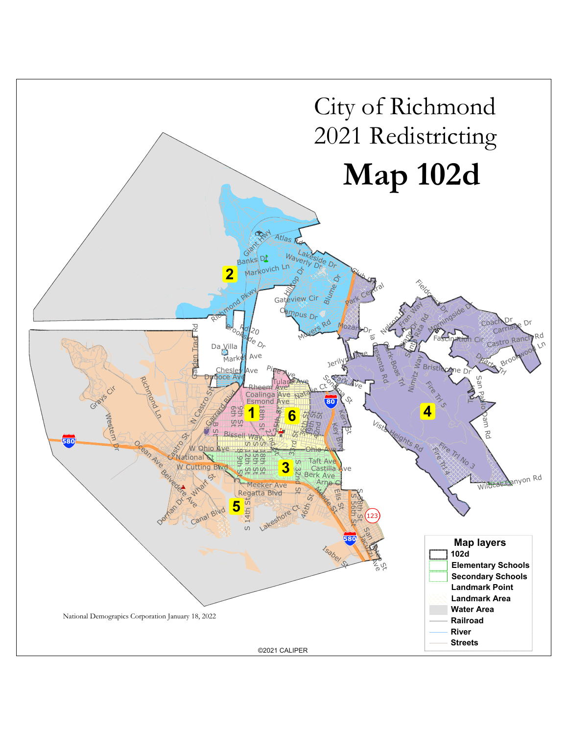# City of Richmond 2021 Redistricting

# **Map 102d**

**Map layers**

- 102d
- Elementary Schools
- Secondary Schools
- Landmark Point
- Landmark Area
- Water Area
- Railroad
- River
- Streets

National Demographics Corporation January 18, 2022

©2021 CALIPER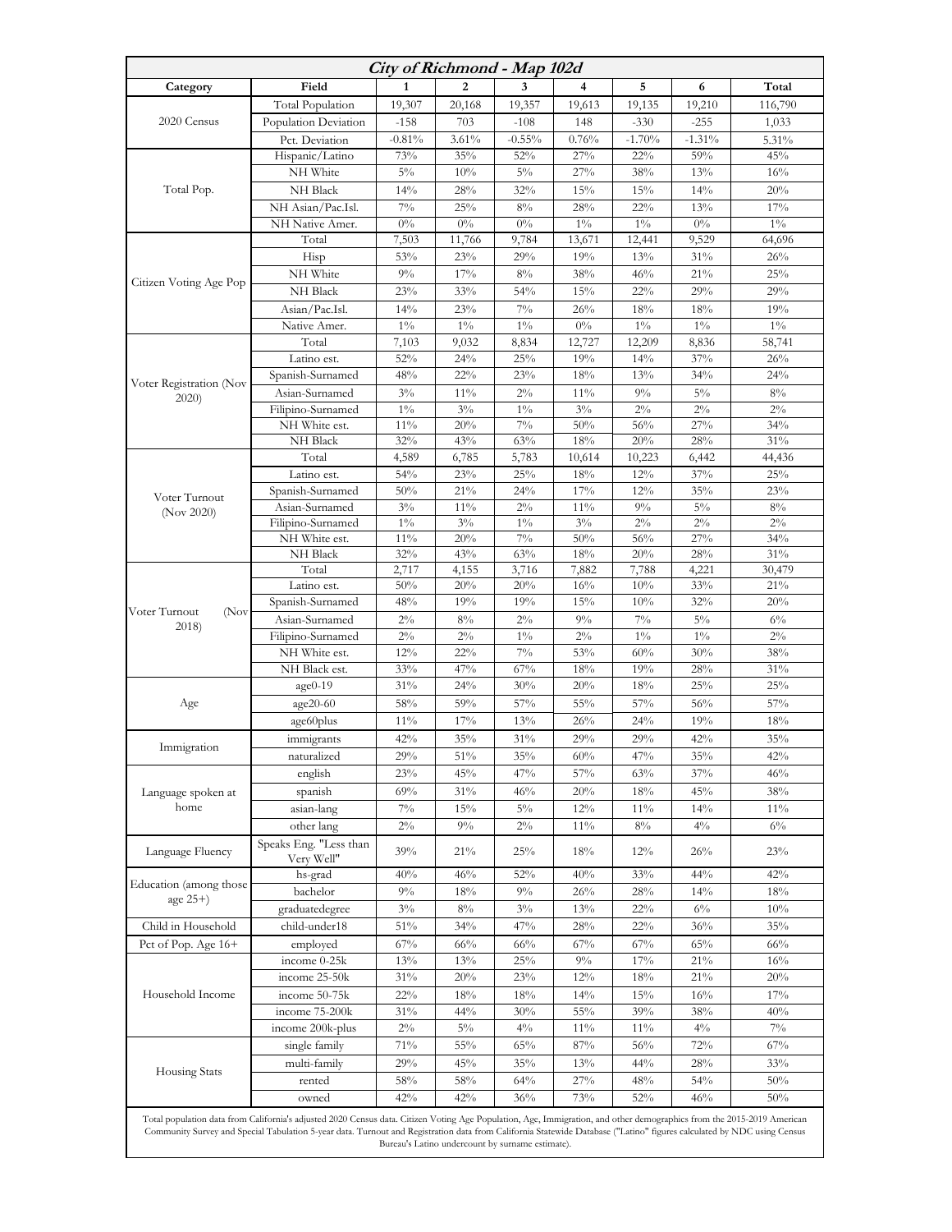# City of Richmond - Map 102d

| Category | Field | 1 | 2 | 3 | 4 | 5 | 6 | Total |
|---|---|---|---|---|---|---|---|---|
| 2020 Census | Total Population | 19,307 | 20,168 | 19,357 | 19,613 | 19,135 | 19,210 | 116,790 |
| | Population Deviation | -158 | 703 | -108 | 148 | -330 | -255 | 1,033 |
| | Pct. Deviation | -0.81% | 3.61% | -0.55% | 0.76% | -1.70% | -1.31% | 5.31% |
| Total Pop. | Hispanic/Latino | 73% | 35% | 52% | 27% | 22% | 59% | 45% |
| | NH White | 5% | 10% | 5% | 27% | 38% | 13% | 16% |
| | NH Black | 14% | 28% | 32% | 15% | 15% | 14% | 20% |
| | NH Asian/Pac.Isl. | 7% | 25% | 8% | 28% | 22% | 13% | 17% |
| | NH Native Amer. | 0% | 0% | 0% | 1% | 1% | 0% | 1% |
| Citizen Voting Age Pop | Total | 7,503 | 11,766 | 9,784 | 13,671 | 12,441 | 9,529 | 64,696 |
| | Hisp | 53% | 23% | 29% | 19% | 13% | 31% | 26% |
| | NH White | 9% | 17% | 8% | 38% | 46% | 21% | 25% |
| | NH Black | 23% | 33% | 54% | 15% | 22% | 29% | 29% |
| | Asian/Pac.Isl. | 14% | 23% | 7% | 26% | 18% | 18% | 19% |
| | Native Amer. | 1% | 1% | 1% | 0% | 1% | 1% | 1% |
| Voter Registration (Nov 2020) | Total | 7,103 | 9,032 | 8,834 | 12,727 | 12,209 | 8,836 | 58,741 |
| | Latino est. | 52% | 24% | 25% | 19% | 14% | 37% | 26% |
| | Spanish-Surnamed | 48% | 22% | 23% | 18% | 13% | 34% | 24% |
| | Asian-Surnamed | 3% | 11% | 2% | 11% | 9% | 5% | 8% |
| | Filipino-Surnamed | 1% | 3% | 1% | 3% | 2% | 2% | 2% |
| | NH White est. | 11% | 20% | 7% | 50% | 56% | 27% | 34% |
| | NH Black | 32% | 43% | 63% | 18% | 20% | 28% | 31% |
| Voter Turnout (Nov 2020) | Total | 4,589 | 6,785 | 5,783 | 10,614 | 10,223 | 6,442 | 44,436 |
| | Latino est. | 54% | 23% | 25% | 18% | 12% | 37% | 25% |
| | Spanish-Surnamed | 50% | 21% | 24% | 17% | 12% | 35% | 23% |
| | Asian-Surnamed | 3% | 11% | 2% | 11% | 9% | 5% | 8% |
| | Filipino-Surnamed | 1% | 3% | 1% | 3% | 2% | 2% | 2% |
| | NH White est. | 11% | 20% | 7% | 50% | 56% | 27% | 34% |
| | NH Black | 32% | 43% | 63% | 18% | 20% | 28% | 31% |
| Voter Turnout (Nov 2018) | Total | 2,717 | 4,155 | 3,716 | 7,882 | 7,788 | 4,221 | 30,479 |
| | Latino est. | 50% | 20% | 20% | 16% | 10% | 33% | 21% |
| | Spanish-Surnamed | 48% | 19% | 19% | 15% | 10% | 32% | 20% |
| | Asian-Surnamed | 2% | 8% | 2% | 9% | 7% | 5% | 6% |
| | Filipino-Surnamed | 2% | 2% | 1% | 2% | 1% | 1% | 2% |
| | NH White est. | 12% | 22% | 7% | 53% | 60% | 30% | 38% |
| | NH Black est. | 33% | 47% | 67% | 18% | 19% | 28% | 31% |
| Age | age0-19 | 31% | 24% | 30% | 20% | 18% | 25% | 25% |
| | age20-60 | 58% | 59% | 57% | 55% | 57% | 56% | 57% |
| | age60plus | 11% | 17% | 13% | 26% | 24% | 19% | 18% |
| Immigration | immigrants | 42% | 35% | 31% | 29% | 29% | 42% | 35% |
| | naturalized | 29% | 51% | 35% | 60% | 47% | 35% | 42% |
| Language spoken at home | english | 23% | 45% | 47% | 57% | 63% | 37% | 46% |
| | spanish | 69% | 31% | 46% | 20% | 18% | 45% | 38% |
| | asian-lang | 7% | 15% | 5% | 12% | 11% | 14% | 11% |
| | other lang | 2% | 9% | 2% | 11% | 8% | 4% | 6% |
| Language Fluency | Speaks Eng. "Less than Very Well" | 39% | 21% | 25% | 18% | 12% | 26% | 23% |
| Education (among those age 25+) | hs-grad | 40% | 46% | 52% | 40% | 33% | 44% | 42% |
| | bachelor | 9% | 18% | 9% | 26% | 28% | 14% | 18% |
| | graduatedegree | 3% | 8% | 3% | 13% | 22% | 6% | 10% |
| Child in Household | child-under18 | 51% | 34% | 47% | 28% | 22% | 36% | 35% |
| Pct of Pop. Age 16+ | employed | 67% | 66% | 66% | 67% | 67% | 65% | 66% |
| Household Income | income 0-25k | 13% | 13% | 25% | 9% | 17% | 21% | 16% |
| | income 25-50k | 31% | 20% | 23% | 12% | 18% | 21% | 20% |
| | income 50-75k | 22% | 18% | 18% | 14% | 15% | 16% | 17% |
| | income 75-200k | 31% | 44% | 30% | 55% | 39% | 38% | 40% |
| | income 200k-plus | 2% | 5% | 4% | 11% | 11% | 4% | 7% |
| Housing Stats | single family | 71% | 55% | 65% | 87% | 56% | 72% | 67% |
| | multi-family | 29% | 45% | 35% | 13% | 44% | 28% | 33% |
| | rented | 58% | 58% | 64% | 27% | 48% | 54% | 50% |
| | owned | 42% | 42% | 36% | 73% | 52% | 46% | 50% |

Total population data from California's adjusted 2020 Census data. Citizen Voting Age Population, Age, Immigration, and other demographics from the 2015-2019 American Community Survey and Special Tabulation 5-year data. Turnout and Registration data from California Statewide Database ("Latino" figures calculated by NDC using Census Bureau's Latino undercount by surname estimate).